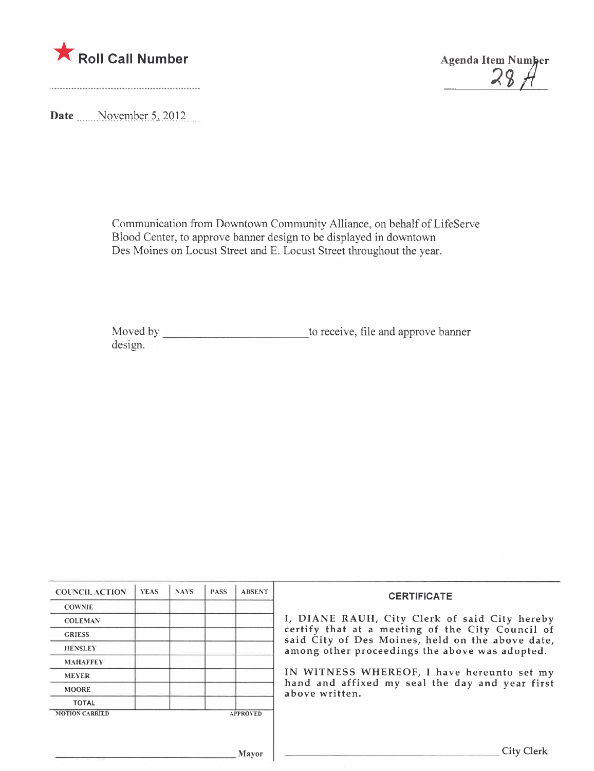★ **Roll Call Number**

**Agenda Item Number**
28 A

**Date** November 5, 2012

Communication from Downtown Community Alliance, on behalf of LifeServe Blood Center, to approve banner design to be displayed in downtown Des Moines on Locust Street and E. Locust Street throughout the year.

Moved by ________________________ to receive, file and approve banner design.

| COUNCIL ACTION | YEAS | NAYS | PASS | ABSENT |
| --- | --- | --- | --- | --- |
| COWNIE | | | | |
| COLEMAN | | | | |
| GRIESS | | | | |
| HENSLEY | | | | |
| MAHAFFEY | | | | |
| MEYER | | | | |
| MOORE | | | | |
| TOTAL | | | | |

MOTION CARRIED APPROVED

________________________________ Mayor

**CERTIFICATE**

I, DIANE RAUH, City Clerk of said City hereby certify that at a meeting of the City Council of said City of Des Moines, held on the above date, among other proceedings the above was adopted.

IN WITNESS WHEREOF, I have hereunto set my hand and affixed my seal the day and year first above written.

________________________________ City Clerk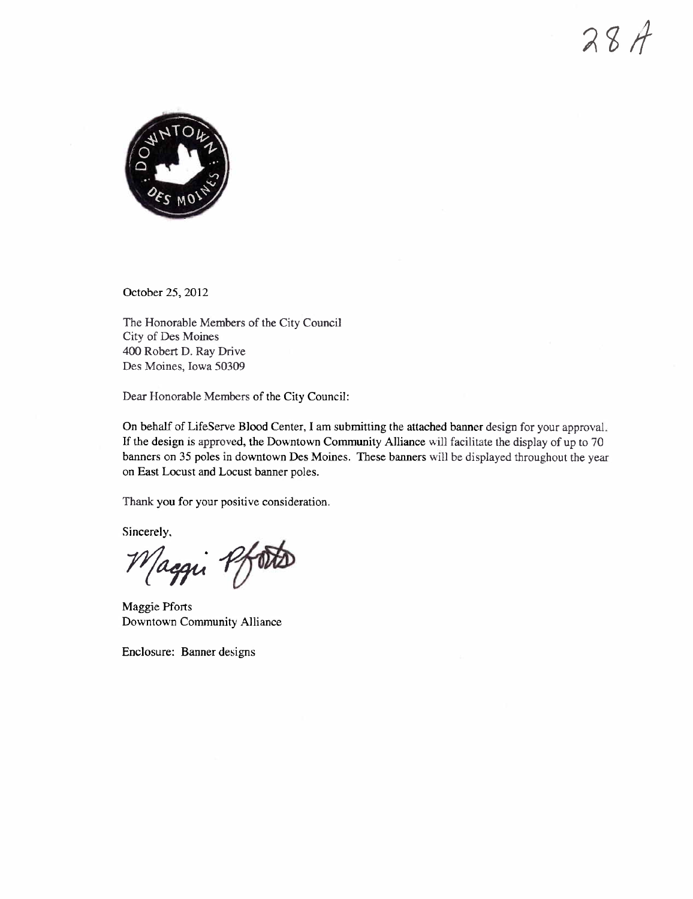28 A

DOWNTOWN DES MOINES

October 25, 2012

The Honorable Members of the City Council
City of Des Moines
400 Robert D. Ray Drive
Des Moines, Iowa 50309

Dear Honorable Members of the City Council:

On behalf of LifeServe Blood Center, I am submitting the attached banner design for your approval. If the design is approved, the Downtown Community Alliance will facilitate the display of up to 70 banners on 35 poles in downtown Des Moines. These banners will be displayed throughout the year on East Locust and Locust banner poles.

Thank you for your positive consideration.

Sincerely,

Maggie Pforts

Maggie Pforts
Downtown Community Alliance

Enclosure: Banner designs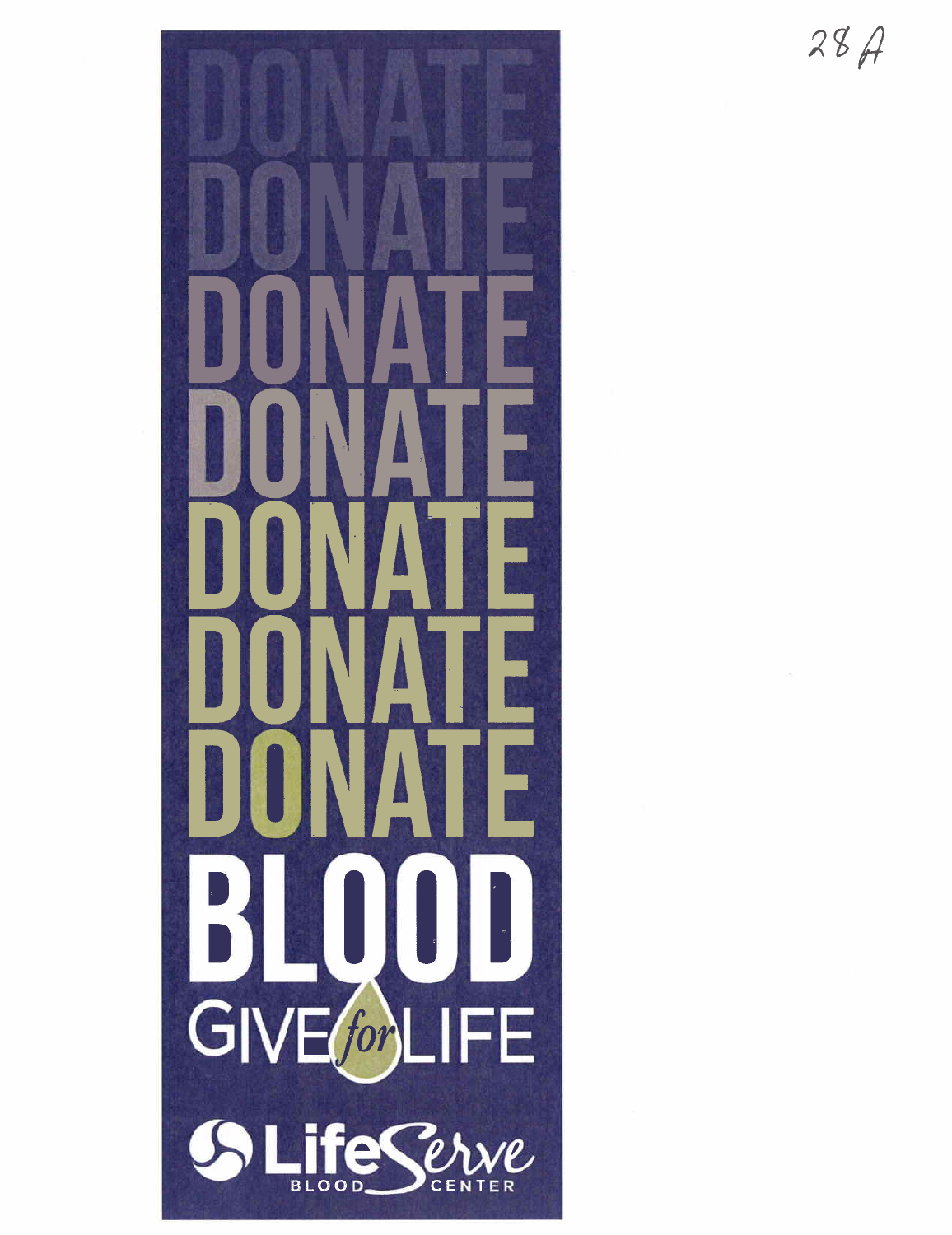28A

DONATE
DONATE
DONATE
DONATE
DONATE
DONATE
DONATE

# BLOOD

GIVE *for* LIFE

LifeServe BLOOD CENTER